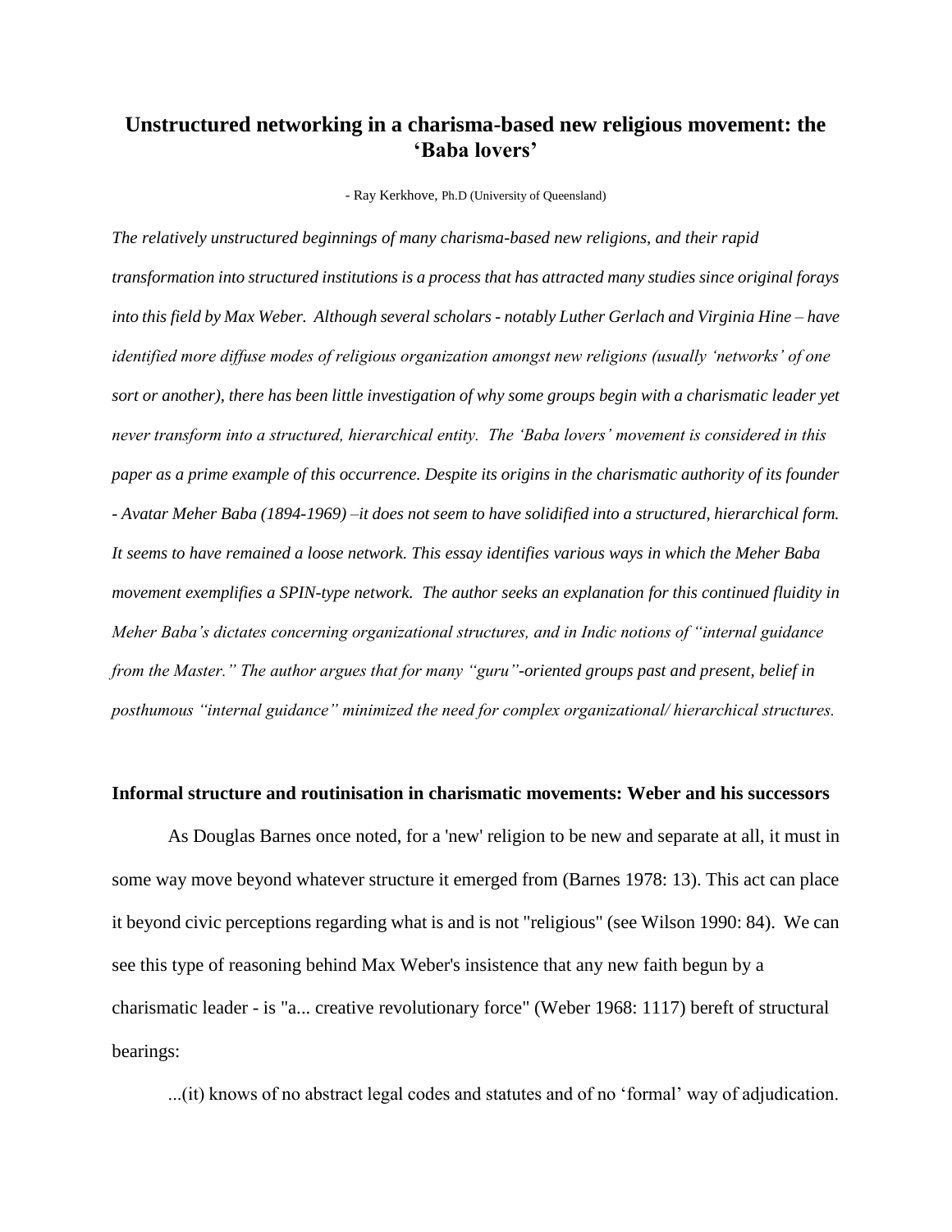# Unstructured networking in a charisma-based new religious movement: the 'Baba lovers'

- Ray Kerkhove, Ph.D (University of Queensland)

*The relatively unstructured beginnings of many charisma-based new religions, and their rapid transformation into structured institutions is a process that has attracted many studies since original forays into this field by Max Weber. Although several scholars - notably Luther Gerlach and Virginia Hine – have identified more diffuse modes of religious organization amongst new religions (usually 'networks' of one sort or another), there has been little investigation of why some groups begin with a charismatic leader yet never transform into a structured, hierarchical entity. The 'Baba lovers' movement is considered in this paper as a prime example of this occurrence. Despite its origins in the charismatic authority of its founder - Avatar Meher Baba (1894-1969) –it does not seem to have solidified into a structured, hierarchical form. It seems to have remained a loose network. This essay identifies various ways in which the Meher Baba movement exemplifies a SPIN-type network. The author seeks an explanation for this continued fluidity in Meher Baba's dictates concerning organizational structures, and in Indic notions of "internal guidance from the Master." The author argues that for many "guru"-oriented groups past and present, belief in posthumous "internal guidance" minimized the need for complex organizational/ hierarchical structures.*

## Informal structure and routinisation in charismatic movements: Weber and his successors

As Douglas Barnes once noted, for a 'new' religion to be new and separate at all, it must in some way move beyond whatever structure it emerged from (Barnes 1978: 13). This act can place it beyond civic perceptions regarding what is and is not "religious" (see Wilson 1990: 84). We can see this type of reasoning behind Max Weber's insistence that any new faith begun by a charismatic leader - is "a... creative revolutionary force" (Weber 1968: 1117) bereft of structural bearings:

...(it) knows of no abstract legal codes and statutes and of no 'formal' way of adjudication.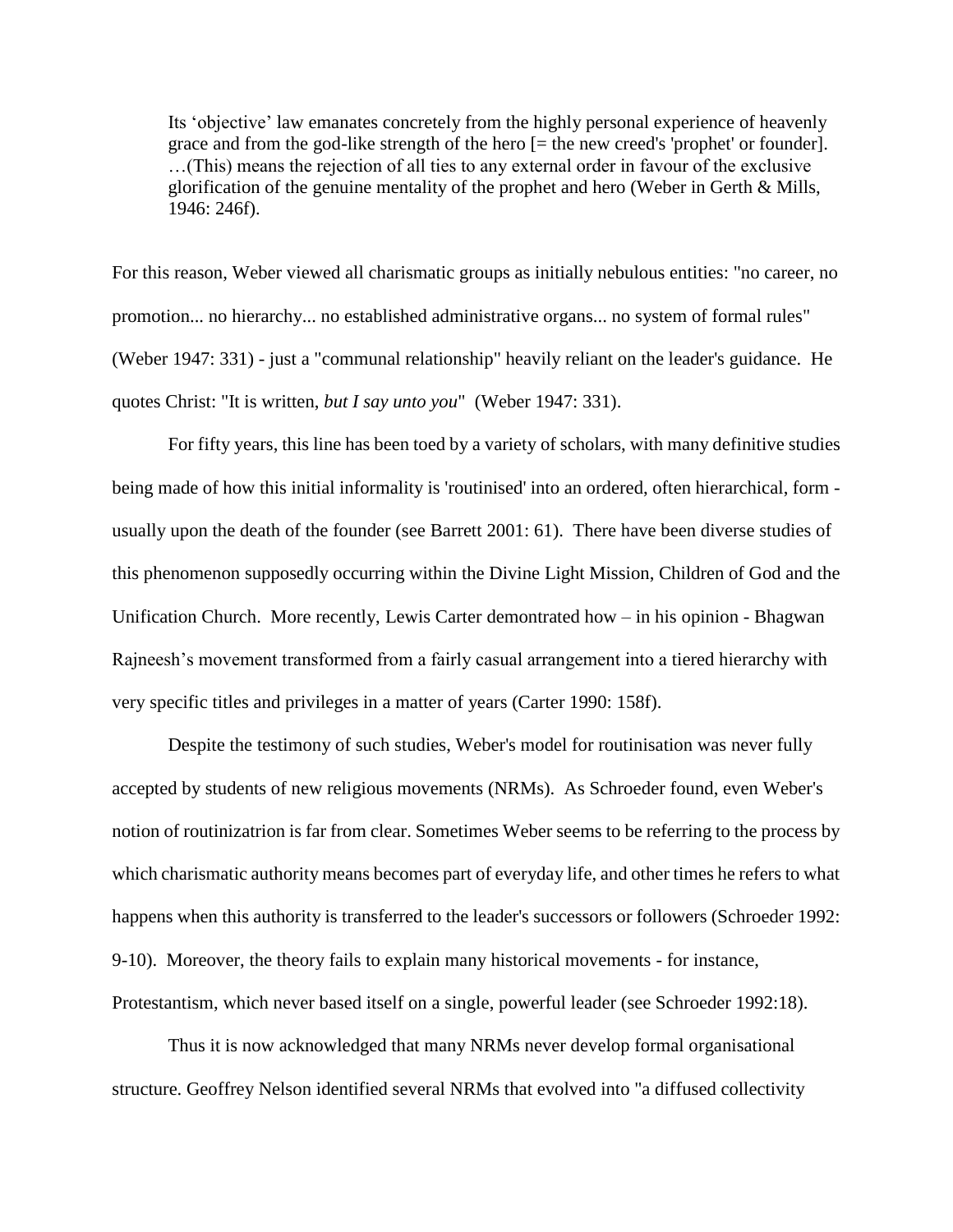> Its 'objective' law emanates concretely from the highly personal experience of heavenly grace and from the god-like strength of the hero [= the new creed's 'prophet' or founder]. …(This) means the rejection of all ties to any external order in favour of the exclusive glorification of the genuine mentality of the prophet and hero (Weber in Gerth & Mills, 1946: 246f).

For this reason, Weber viewed all charismatic groups as initially nebulous entities: "no career, no promotion... no hierarchy... no established administrative organs... no system of formal rules" (Weber 1947: 331) - just a "communal relationship" heavily reliant on the leader's guidance. He quotes Christ: "It is written, *but I say unto you*" (Weber 1947: 331).

For fifty years, this line has been toed by a variety of scholars, with many definitive studies being made of how this initial informality is 'routinised' into an ordered, often hierarchical, form - usually upon the death of the founder (see Barrett 2001: 61). There have been diverse studies of this phenomenon supposedly occurring within the Divine Light Mission, Children of God and the Unification Church. More recently, Lewis Carter demontrated how – in his opinion - Bhagwan Rajneesh's movement transformed from a fairly casual arrangement into a tiered hierarchy with very specific titles and privileges in a matter of years (Carter 1990: 158f).

Despite the testimony of such studies, Weber's model for routinisation was never fully accepted by students of new religious movements (NRMs). As Schroeder found, even Weber's notion of routinizatrion is far from clear. Sometimes Weber seems to be referring to the process by which charismatic authority means becomes part of everyday life, and other times he refers to what happens when this authority is transferred to the leader's successors or followers (Schroeder 1992: 9-10). Moreover, the theory fails to explain many historical movements - for instance, Protestantism, which never based itself on a single, powerful leader (see Schroeder 1992:18).

Thus it is now acknowledged that many NRMs never develop formal organisational structure. Geoffrey Nelson identified several NRMs that evolved into "a diffused collectivity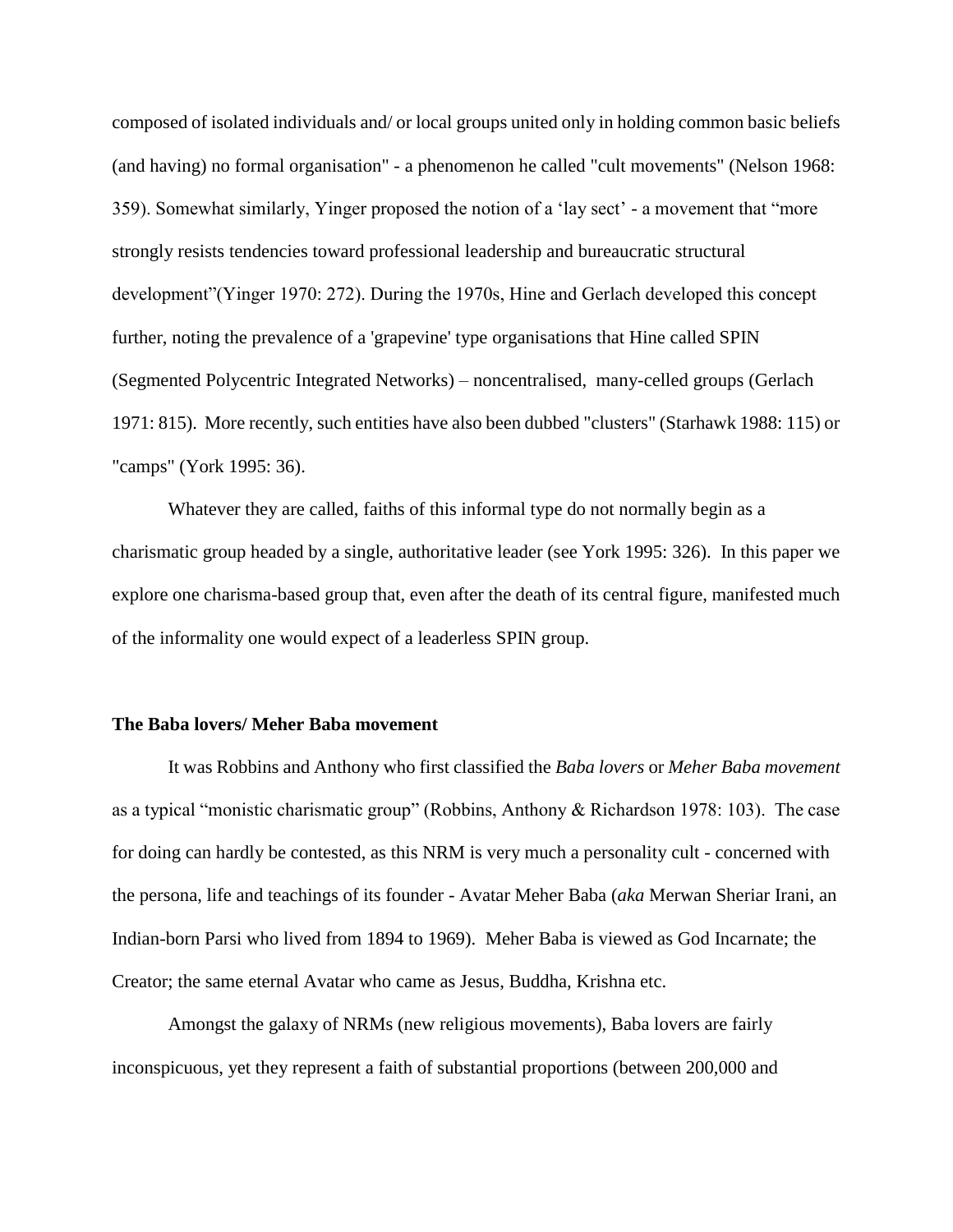composed of isolated individuals and/ or local groups united only in holding common basic beliefs (and having) no formal organisation" - a phenomenon he called "cult movements" (Nelson 1968: 359). Somewhat similarly, Yinger proposed the notion of a 'lay sect' - a movement that "more strongly resists tendencies toward professional leadership and bureaucratic structural development"(Yinger 1970: 272). During the 1970s, Hine and Gerlach developed this concept further, noting the prevalence of a 'grapevine' type organisations that Hine called SPIN (Segmented Polycentric Integrated Networks) – noncentralised, many-celled groups (Gerlach 1971: 815). More recently, such entities have also been dubbed "clusters" (Starhawk 1988: 115) or "camps" (York 1995: 36).

Whatever they are called, faiths of this informal type do not normally begin as a charismatic group headed by a single, authoritative leader (see York 1995: 326). In this paper we explore one charisma-based group that, even after the death of its central figure, manifested much of the informality one would expect of a leaderless SPIN group.

**The Baba lovers/ Meher Baba movement**

It was Robbins and Anthony who first classified the *Baba lovers* or *Meher Baba movement* as a typical "monistic charismatic group" (Robbins, Anthony & Richardson 1978: 103). The case for doing can hardly be contested, as this NRM is very much a personality cult - concerned with the persona, life and teachings of its founder - Avatar Meher Baba (*aka* Merwan Sheriar Irani, an Indian-born Parsi who lived from 1894 to 1969). Meher Baba is viewed as God Incarnate; the Creator; the same eternal Avatar who came as Jesus, Buddha, Krishna etc.

Amongst the galaxy of NRMs (new religious movements), Baba lovers are fairly inconspicuous, yet they represent a faith of substantial proportions (between 200,000 and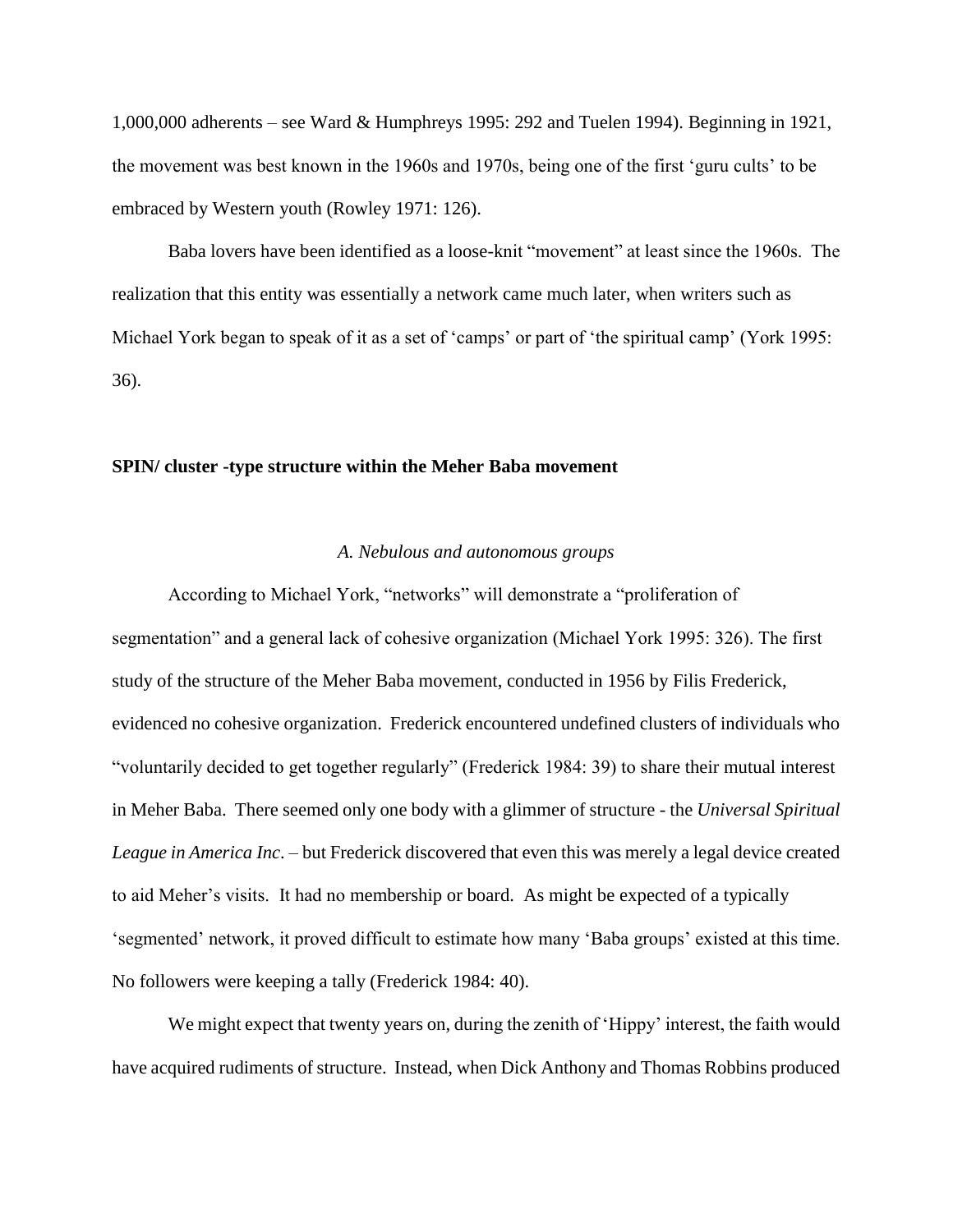1,000,000 adherents – see Ward & Humphreys 1995: 292 and Tuelen 1994). Beginning in 1921, the movement was best known in the 1960s and 1970s, being one of the first 'guru cults' to be embraced by Western youth (Rowley 1971: 126).

Baba lovers have been identified as a loose-knit "movement" at least since the 1960s. The realization that this entity was essentially a network came much later, when writers such as Michael York began to speak of it as a set of 'camps' or part of 'the spiritual camp' (York 1995: 36).

## SPIN/ cluster -type structure within the Meher Baba movement

### *A. Nebulous and autonomous groups*

According to Michael York, "networks" will demonstrate a "proliferation of segmentation" and a general lack of cohesive organization (Michael York 1995: 326). The first study of the structure of the Meher Baba movement, conducted in 1956 by Filis Frederick, evidenced no cohesive organization. Frederick encountered undefined clusters of individuals who "voluntarily decided to get together regularly" (Frederick 1984: 39) to share their mutual interest in Meher Baba. There seemed only one body with a glimmer of structure - the *Universal Spiritual League in America Inc*. – but Frederick discovered that even this was merely a legal device created to aid Meher's visits. It had no membership or board. As might be expected of a typically 'segmented' network, it proved difficult to estimate how many 'Baba groups' existed at this time. No followers were keeping a tally (Frederick 1984: 40).

We might expect that twenty years on, during the zenith of 'Hippy' interest, the faith would have acquired rudiments of structure. Instead, when Dick Anthony and Thomas Robbins produced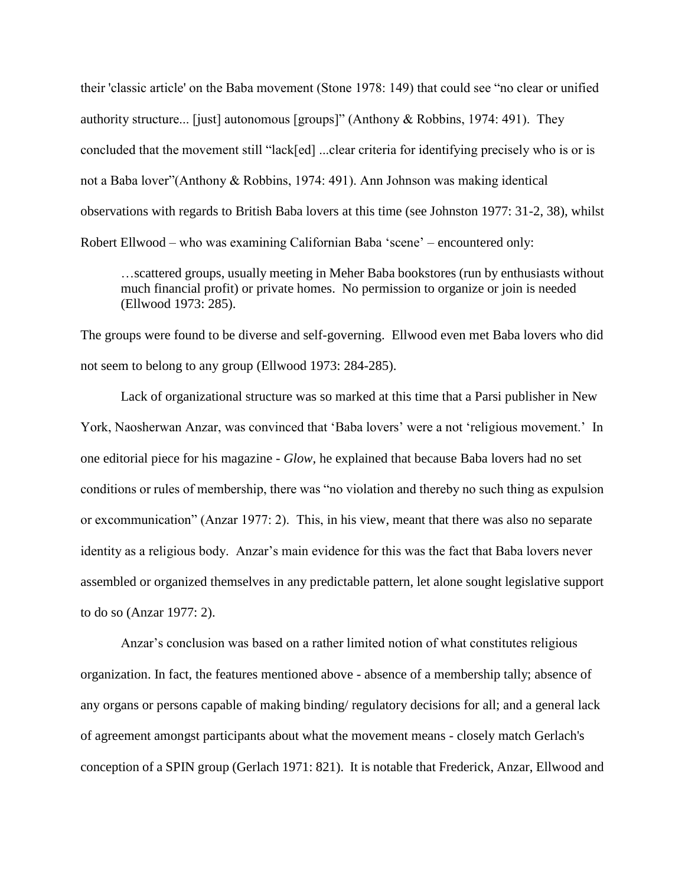their 'classic article' on the Baba movement (Stone 1978: 149) that could see “no clear or unified authority structure... [just] autonomous [groups]” (Anthony & Robbins, 1974: 491). They concluded that the movement still “lack[ed] ...clear criteria for identifying precisely who is or is not a Baba lover”(Anthony & Robbins, 1974: 491). Ann Johnson was making identical observations with regards to British Baba lovers at this time (see Johnston 1977: 31-2, 38), whilst Robert Ellwood – who was examining Californian Baba ‘scene’ – encountered only:

> …scattered groups, usually meeting in Meher Baba bookstores (run by enthusiasts without much financial profit) or private homes. No permission to organize or join is needed (Ellwood 1973: 285).

The groups were found to be diverse and self-governing. Ellwood even met Baba lovers who did not seem to belong to any group (Ellwood 1973: 284-285).

Lack of organizational structure was so marked at this time that a Parsi publisher in New York, Naosherwan Anzar, was convinced that ‘Baba lovers’ were a not ‘religious movement.’ In one editorial piece for his magazine - *Glow,* he explained that because Baba lovers had no set conditions or rules of membership, there was “no violation and thereby no such thing as expulsion or excommunication” (Anzar 1977: 2). This, in his view, meant that there was also no separate identity as a religious body. Anzar’s main evidence for this was the fact that Baba lovers never assembled or organized themselves in any predictable pattern, let alone sought legislative support to do so (Anzar 1977: 2).

Anzar’s conclusion was based on a rather limited notion of what constitutes religious organization. In fact, the features mentioned above - absence of a membership tally; absence of any organs or persons capable of making binding/ regulatory decisions for all; and a general lack of agreement amongst participants about what the movement means - closely match Gerlach's conception of a SPIN group (Gerlach 1971: 821). It is notable that Frederick, Anzar, Ellwood and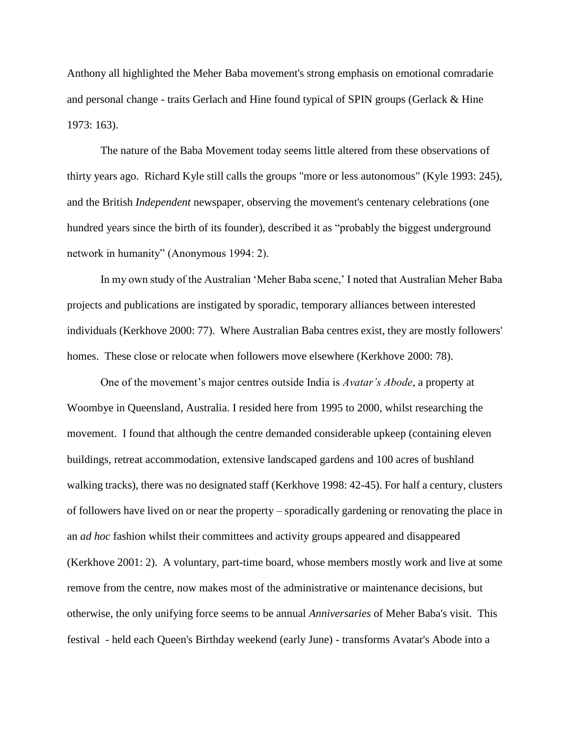Anthony all highlighted the Meher Baba movement's strong emphasis on emotional comradarie and personal change - traits Gerlach and Hine found typical of SPIN groups (Gerlack & Hine 1973: 163).

The nature of the Baba Movement today seems little altered from these observations of thirty years ago. Richard Kyle still calls the groups "more or less autonomous" (Kyle 1993: 245), and the British *Independent* newspaper, observing the movement's centenary celebrations (one hundred years since the birth of its founder), described it as “probably the biggest underground network in humanity” (Anonymous 1994: 2).

In my own study of the Australian ‘Meher Baba scene,’ I noted that Australian Meher Baba projects and publications are instigated by sporadic, temporary alliances between interested individuals (Kerkhove 2000: 77). Where Australian Baba centres exist, they are mostly followers' homes. These close or relocate when followers move elsewhere (Kerkhove 2000: 78).

One of the movement’s major centres outside India is *Avatar’s Abode*, a property at Woombye in Queensland, Australia. I resided here from 1995 to 2000, whilst researching the movement. I found that although the centre demanded considerable upkeep (containing eleven buildings, retreat accommodation, extensive landscaped gardens and 100 acres of bushland walking tracks), there was no designated staff (Kerkhove 1998: 42-45). For half a century, clusters of followers have lived on or near the property – sporadically gardening or renovating the place in an *ad hoc* fashion whilst their committees and activity groups appeared and disappeared (Kerkhove 2001: 2). A voluntary, part-time board, whose members mostly work and live at some remove from the centre, now makes most of the administrative or maintenance decisions, but otherwise, the only unifying force seems to be annual *Anniversaries* of Meher Baba's visit. This festival - held each Queen's Birthday weekend (early June) - transforms Avatar's Abode into a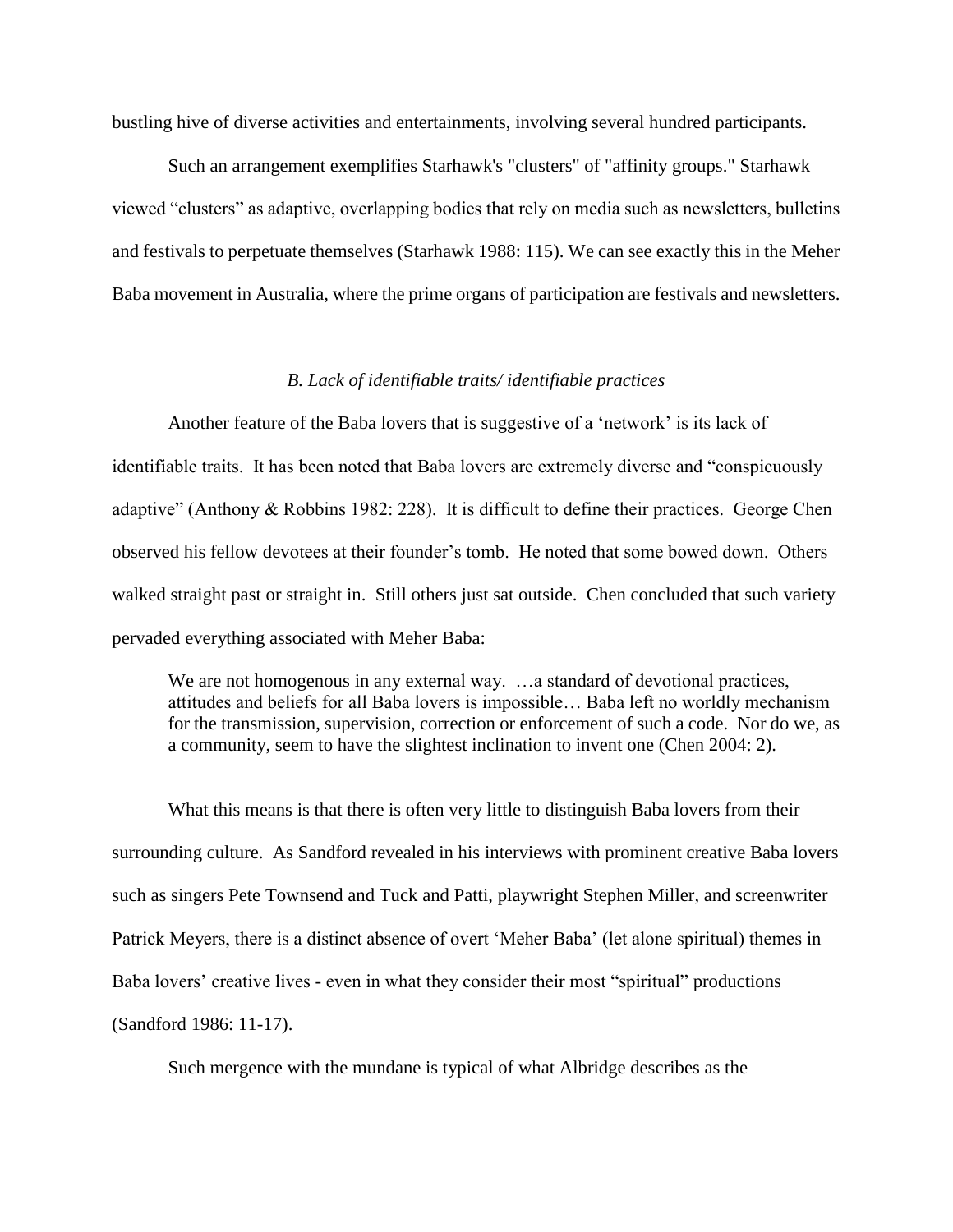bustling hive of diverse activities and entertainments, involving several hundred participants.

Such an arrangement exemplifies Starhawk's "clusters" of "affinity groups." Starhawk viewed "clusters" as adaptive, overlapping bodies that rely on media such as newsletters, bulletins and festivals to perpetuate themselves (Starhawk 1988: 115). We can see exactly this in the Meher Baba movement in Australia, where the prime organs of participation are festivals and newsletters.

### *B. Lack of identifiable traits/ identifiable practices*

Another feature of the Baba lovers that is suggestive of a 'network' is its lack of identifiable traits. It has been noted that Baba lovers are extremely diverse and "conspicuously adaptive" (Anthony & Robbins 1982: 228). It is difficult to define their practices. George Chen observed his fellow devotees at their founder's tomb. He noted that some bowed down. Others walked straight past or straight in. Still others just sat outside. Chen concluded that such variety pervaded everything associated with Meher Baba:

> We are not homogenous in any external way. …a standard of devotional practices, attitudes and beliefs for all Baba lovers is impossible… Baba left no worldly mechanism for the transmission, supervision, correction or enforcement of such a code. Nor do we, as a community, seem to have the slightest inclination to invent one (Chen 2004: 2).

What this means is that there is often very little to distinguish Baba lovers from their surrounding culture. As Sandford revealed in his interviews with prominent creative Baba lovers such as singers Pete Townsend and Tuck and Patti, playwright Stephen Miller, and screenwriter Patrick Meyers, there is a distinct absence of overt 'Meher Baba' (let alone spiritual) themes in Baba lovers' creative lives - even in what they consider their most "spiritual" productions (Sandford 1986: 11-17).

Such mergence with the mundane is typical of what Albridge describes as the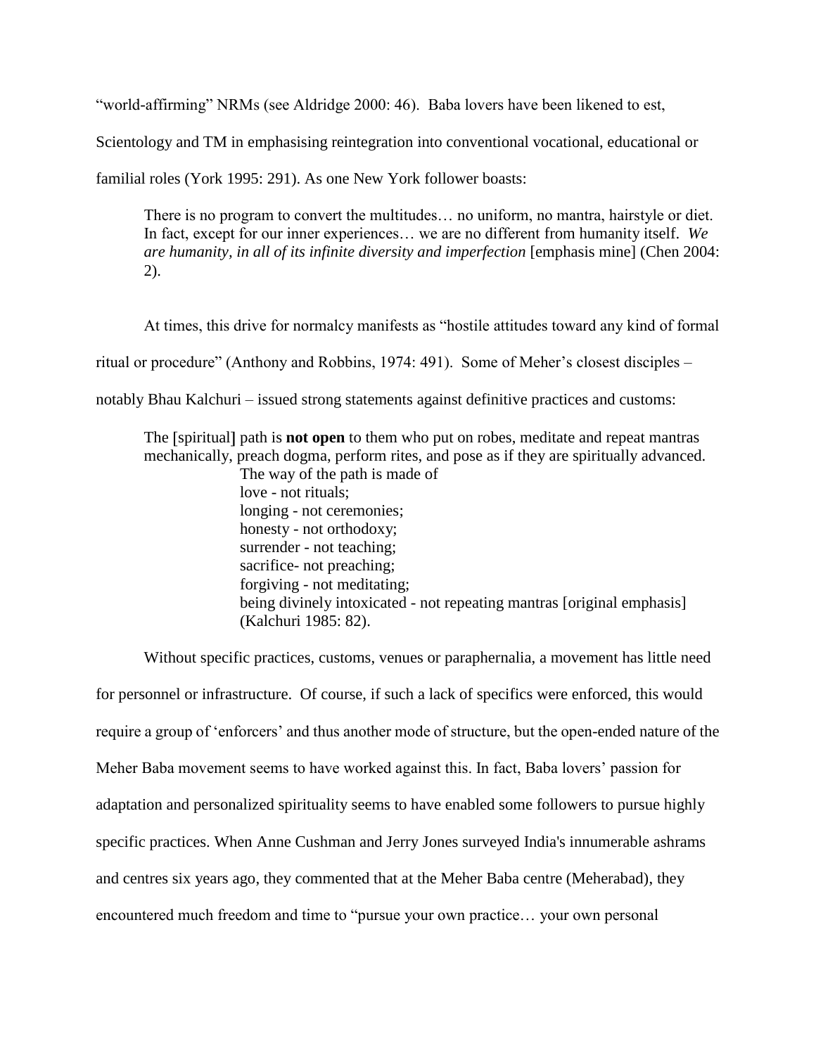"world-affirming" NRMs (see Aldridge 2000: 46). Baba lovers have been likened to est, Scientology and TM in emphasising reintegration into conventional vocational, educational or familial roles (York 1995: 291). As one New York follower boasts:

> There is no program to convert the multitudes… no uniform, no mantra, hairstyle or diet. In fact, except for our inner experiences… we are no different from humanity itself. *We are humanity, in all of its infinite diversity and imperfection* [emphasis mine] (Chen 2004: 2).

At times, this drive for normalcy manifests as "hostile attitudes toward any kind of formal ritual or procedure" (Anthony and Robbins, 1974: 491). Some of Meher's closest disciples – notably Bhau Kalchuri – issued strong statements against definitive practices and customs:

> The [spiritual] path is **not open** to them who put on robes, meditate and repeat mantras mechanically, preach dogma, perform rites, and pose as if they are spiritually advanced.
>
> The way of the path is made of
> love - not rituals;
> longing - not ceremonies;
> honesty - not orthodoxy;
> surrender - not teaching;
> sacrifice- not preaching;
> forgiving - not meditating;
> being divinely intoxicated - not repeating mantras [original emphasis] (Kalchuri 1985: 82).

Without specific practices, customs, venues or paraphernalia, a movement has little need for personnel or infrastructure. Of course, if such a lack of specifics were enforced, this would require a group of 'enforcers' and thus another mode of structure, but the open-ended nature of the Meher Baba movement seems to have worked against this. In fact, Baba lovers' passion for adaptation and personalized spirituality seems to have enabled some followers to pursue highly specific practices. When Anne Cushman and Jerry Jones surveyed India's innumerable ashrams and centres six years ago, they commented that at the Meher Baba centre (Meherabad), they encountered much freedom and time to "pursue your own practice… your own personal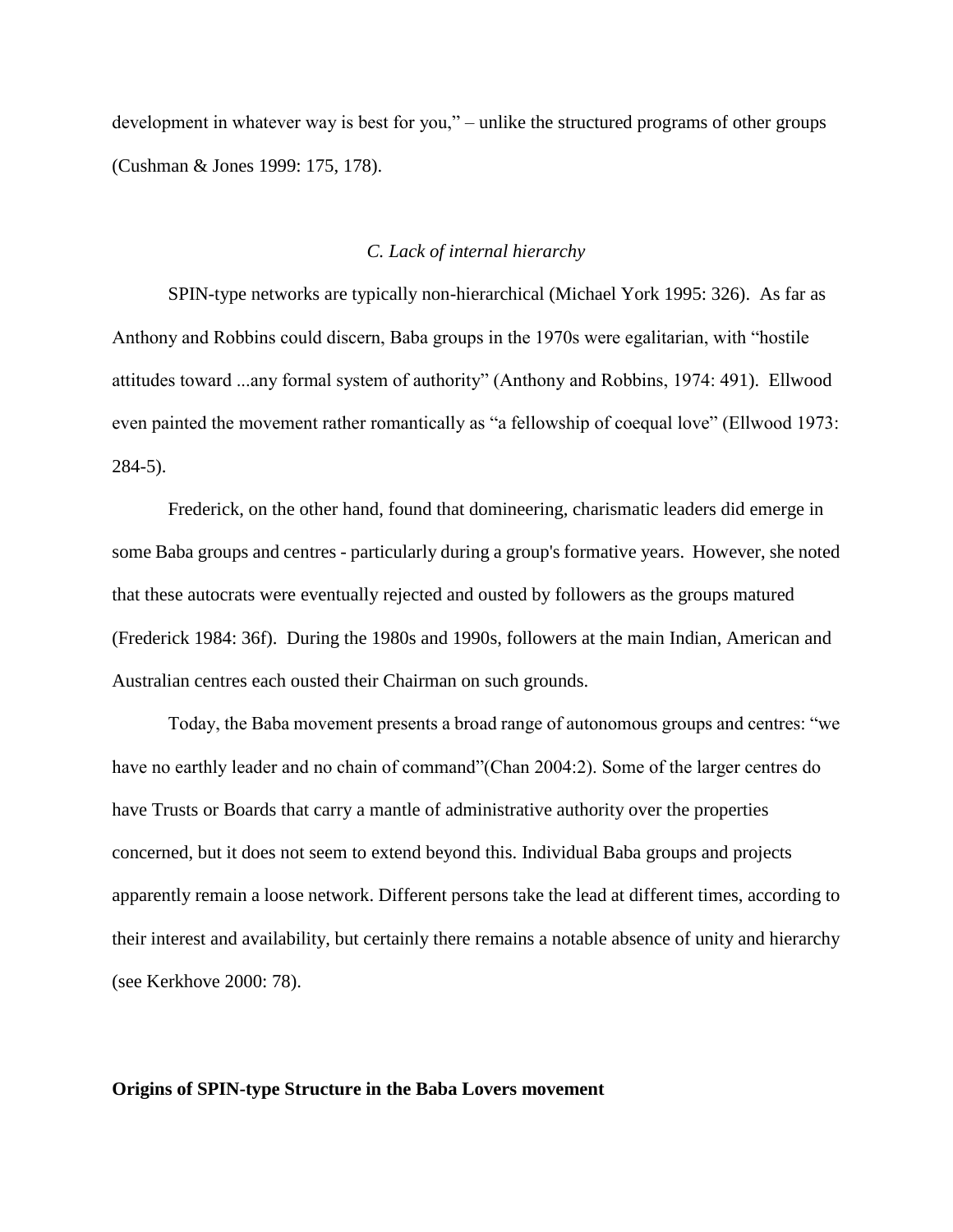development in whatever way is best for you," – unlike the structured programs of other groups (Cushman & Jones 1999: 175, 178).

### *C. Lack of internal hierarchy*

SPIN-type networks are typically non-hierarchical (Michael York 1995: 326). As far as Anthony and Robbins could discern, Baba groups in the 1970s were egalitarian, with "hostile attitudes toward ...any formal system of authority" (Anthony and Robbins, 1974: 491). Ellwood even painted the movement rather romantically as "a fellowship of coequal love" (Ellwood 1973: 284-5).

Frederick, on the other hand, found that domineering, charismatic leaders did emerge in some Baba groups and centres - particularly during a group's formative years. However, she noted that these autocrats were eventually rejected and ousted by followers as the groups matured (Frederick 1984: 36f). During the 1980s and 1990s, followers at the main Indian, American and Australian centres each ousted their Chairman on such grounds.

Today, the Baba movement presents a broad range of autonomous groups and centres: "we have no earthly leader and no chain of command"(Chan 2004:2). Some of the larger centres do have Trusts or Boards that carry a mantle of administrative authority over the properties concerned, but it does not seem to extend beyond this. Individual Baba groups and projects apparently remain a loose network. Different persons take the lead at different times, according to their interest and availability, but certainly there remains a notable absence of unity and hierarchy (see Kerkhove 2000: 78).

## Origins of SPIN-type Structure in the Baba Lovers movement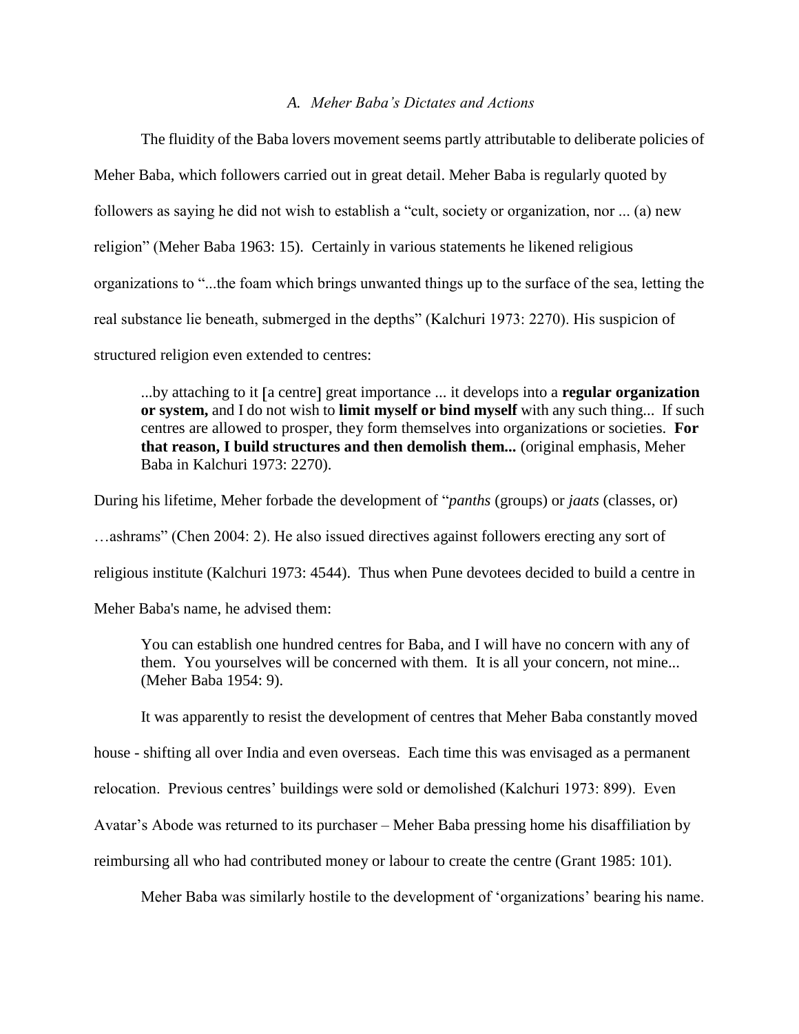### A. *Meher Baba's Dictates and Actions*

The fluidity of the Baba lovers movement seems partly attributable to deliberate policies of Meher Baba, which followers carried out in great detail. Meher Baba is regularly quoted by followers as saying he did not wish to establish a "cult, society or organization, nor ... (a) new religion" (Meher Baba 1963: 15). Certainly in various statements he likened religious organizations to "...the foam which brings unwanted things up to the surface of the sea, letting the real substance lie beneath, submerged in the depths" (Kalchuri 1973: 2270). His suspicion of structured religion even extended to centres:

> ...by attaching to it [a centre] great importance ... it develops into a **regular organization or system,** and I do not wish to **limit myself or bind myself** with any such thing... If such centres are allowed to prosper, they form themselves into organizations or societies. **For that reason, I build structures and then demolish them...** (original emphasis, Meher Baba in Kalchuri 1973: 2270).

During his lifetime, Meher forbade the development of "*panths* (groups) or *jaats* (classes, or) …ashrams" (Chen 2004: 2). He also issued directives against followers erecting any sort of religious institute (Kalchuri 1973: 4544). Thus when Pune devotees decided to build a centre in Meher Baba's name, he advised them:

> You can establish one hundred centres for Baba, and I will have no concern with any of them. You yourselves will be concerned with them. It is all your concern, not mine... (Meher Baba 1954: 9).

It was apparently to resist the development of centres that Meher Baba constantly moved house - shifting all over India and even overseas. Each time this was envisaged as a permanent relocation. Previous centres' buildings were sold or demolished (Kalchuri 1973: 899). Even Avatar's Abode was returned to its purchaser – Meher Baba pressing home his disaffiliation by reimbursing all who had contributed money or labour to create the centre (Grant 1985: 101).

Meher Baba was similarly hostile to the development of 'organizations' bearing his name.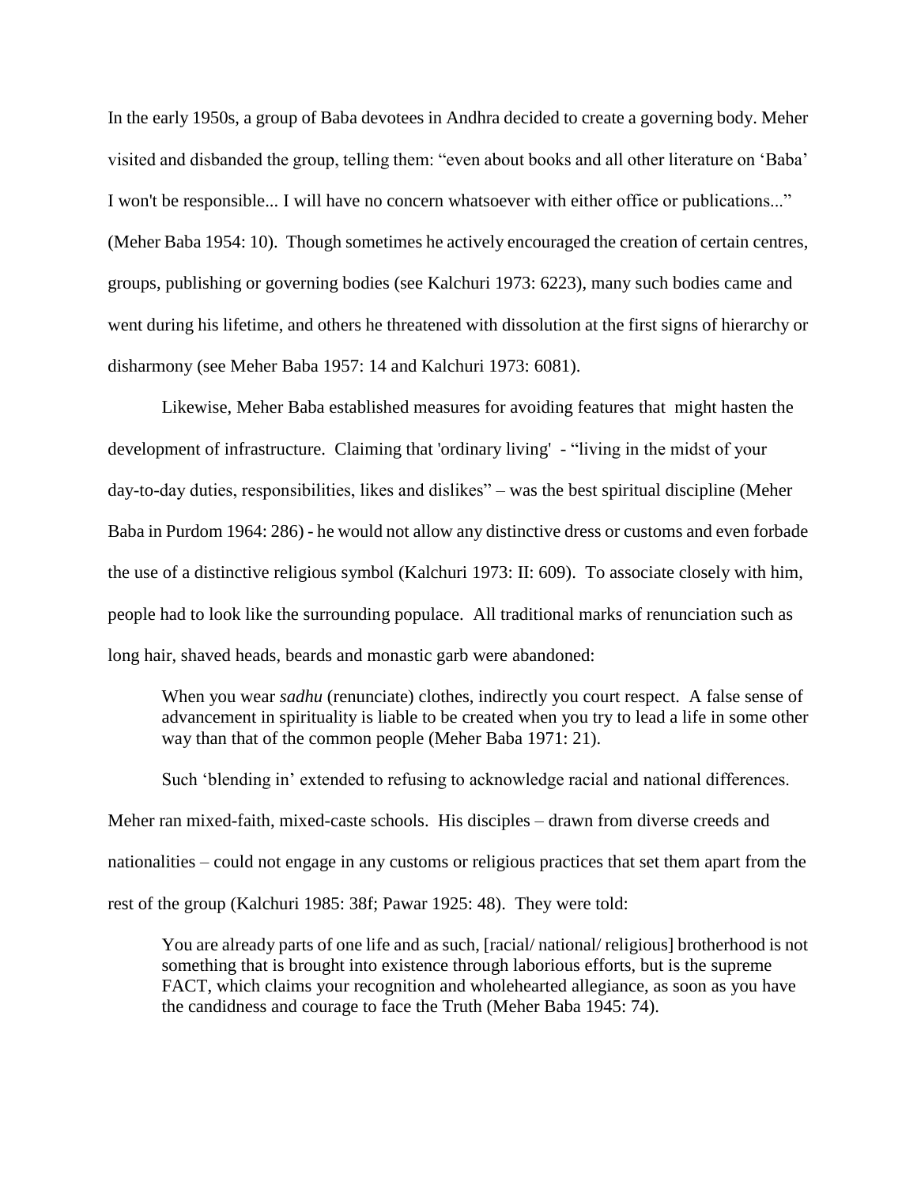In the early 1950s, a group of Baba devotees in Andhra decided to create a governing body. Meher visited and disbanded the group, telling them: "even about books and all other literature on 'Baba' I won't be responsible... I will have no concern whatsoever with either office or publications..." (Meher Baba 1954: 10). Though sometimes he actively encouraged the creation of certain centres, groups, publishing or governing bodies (see Kalchuri 1973: 6223), many such bodies came and went during his lifetime, and others he threatened with dissolution at the first signs of hierarchy or disharmony (see Meher Baba 1957: 14 and Kalchuri 1973: 6081).

Likewise, Meher Baba established measures for avoiding features that might hasten the development of infrastructure. Claiming that 'ordinary living' - "living in the midst of your day-to-day duties, responsibilities, likes and dislikes" – was the best spiritual discipline (Meher Baba in Purdom 1964: 286) - he would not allow any distinctive dress or customs and even forbade the use of a distinctive religious symbol (Kalchuri 1973: II: 609). To associate closely with him, people had to look like the surrounding populace. All traditional marks of renunciation such as long hair, shaved heads, beards and monastic garb were abandoned:

> When you wear *sadhu* (renunciate) clothes, indirectly you court respect. A false sense of advancement in spirituality is liable to be created when you try to lead a life in some other way than that of the common people (Meher Baba 1971: 21).

Such 'blending in' extended to refusing to acknowledge racial and national differences. Meher ran mixed-faith, mixed-caste schools. His disciples – drawn from diverse creeds and nationalities – could not engage in any customs or religious practices that set them apart from the rest of the group (Kalchuri 1985: 38f; Pawar 1925: 48). They were told:

> You are already parts of one life and as such, [racial/ national/ religious] brotherhood is not something that is brought into existence through laborious efforts, but is the supreme FACT, which claims your recognition and wholehearted allegiance, as soon as you have the candidness and courage to face the Truth (Meher Baba 1945: 74).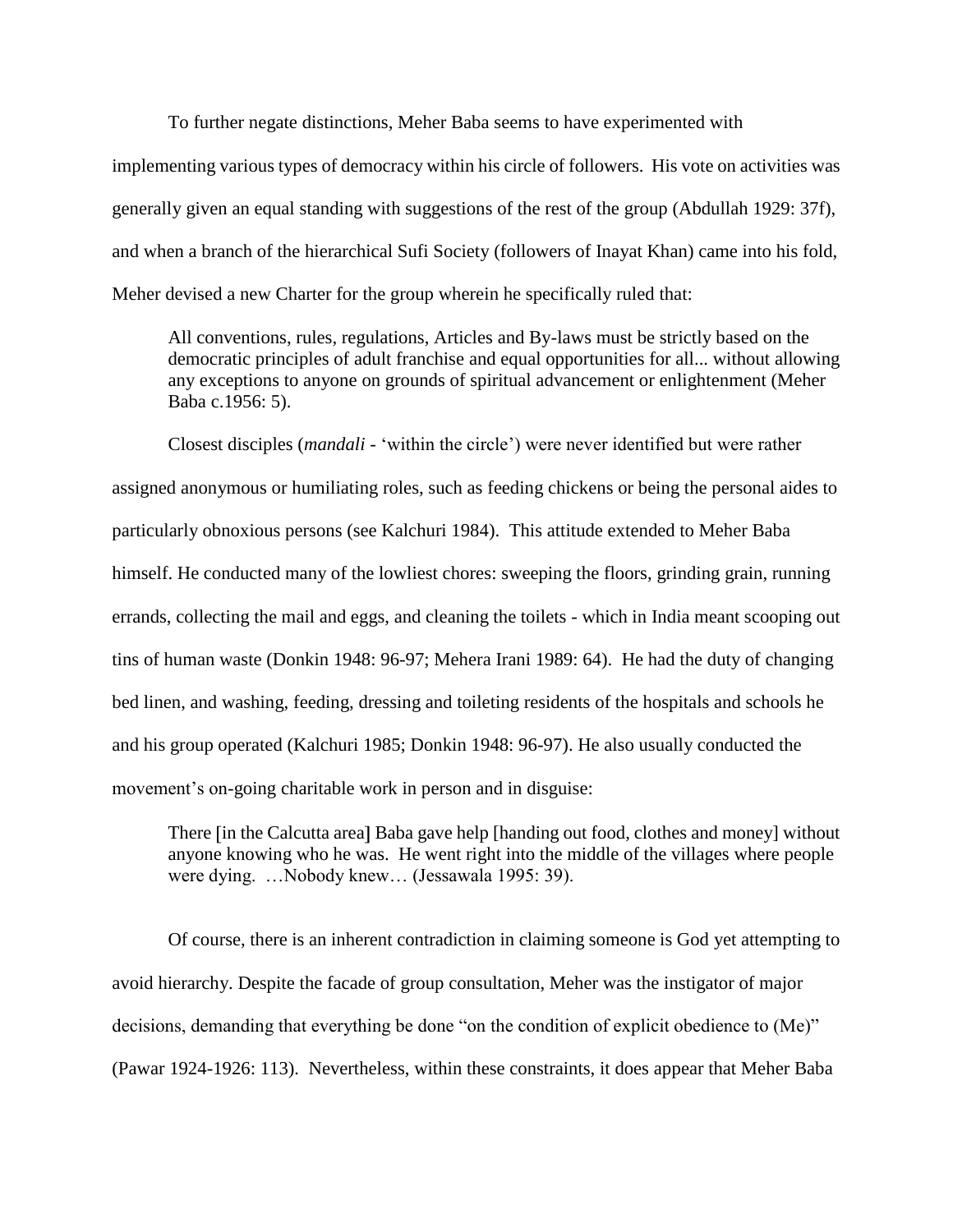To further negate distinctions, Meher Baba seems to have experimented with implementing various types of democracy within his circle of followers. His vote on activities was generally given an equal standing with suggestions of the rest of the group (Abdullah 1929: 37f), and when a branch of the hierarchical Sufi Society (followers of Inayat Khan) came into his fold, Meher devised a new Charter for the group wherein he specifically ruled that:

> All conventions, rules, regulations, Articles and By-laws must be strictly based on the democratic principles of adult franchise and equal opportunities for all... without allowing any exceptions to anyone on grounds of spiritual advancement or enlightenment (Meher Baba c.1956: 5).

Closest disciples (*mandali* - 'within the circle') were never identified but were rather assigned anonymous or humiliating roles, such as feeding chickens or being the personal aides to particularly obnoxious persons (see Kalchuri 1984). This attitude extended to Meher Baba himself. He conducted many of the lowliest chores: sweeping the floors, grinding grain, running errands, collecting the mail and eggs, and cleaning the toilets - which in India meant scooping out tins of human waste (Donkin 1948: 96-97; Mehera Irani 1989: 64). He had the duty of changing bed linen, and washing, feeding, dressing and toileting residents of the hospitals and schools he and his group operated (Kalchuri 1985; Donkin 1948: 96-97). He also usually conducted the movement's on-going charitable work in person and in disguise:

> There [in the Calcutta area] Baba gave help [handing out food, clothes and money] without anyone knowing who he was. He went right into the middle of the villages where people were dying. …Nobody knew… (Jessawala 1995: 39).

Of course, there is an inherent contradiction in claiming someone is God yet attempting to avoid hierarchy. Despite the facade of group consultation, Meher was the instigator of major decisions, demanding that everything be done "on the condition of explicit obedience to (Me)" (Pawar 1924-1926: 113). Nevertheless, within these constraints, it does appear that Meher Baba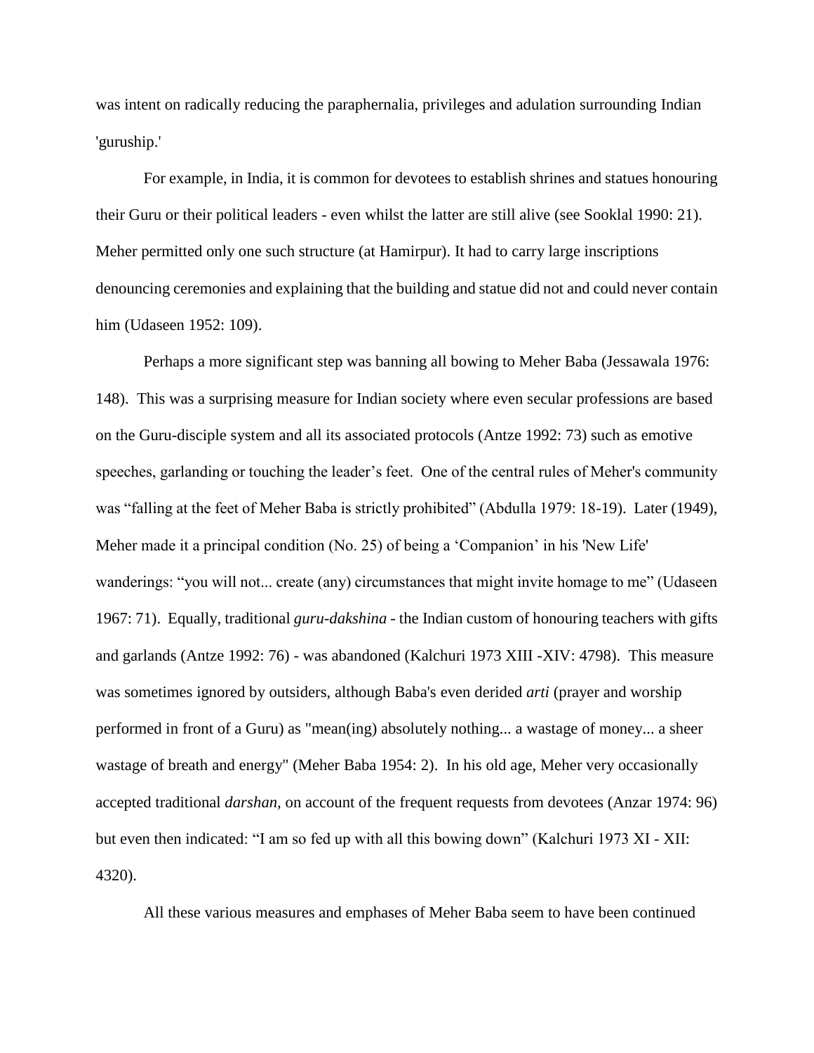was intent on radically reducing the paraphernalia, privileges and adulation surrounding Indian 'guruship.'

For example, in India, it is common for devotees to establish shrines and statues honouring their Guru or their political leaders - even whilst the latter are still alive (see Sooklal 1990: 21). Meher permitted only one such structure (at Hamirpur). It had to carry large inscriptions denouncing ceremonies and explaining that the building and statue did not and could never contain him (Udaseen 1952: 109).

Perhaps a more significant step was banning all bowing to Meher Baba (Jessawala 1976: 148). This was a surprising measure for Indian society where even secular professions are based on the Guru-disciple system and all its associated protocols (Antze 1992: 73) such as emotive speeches, garlanding or touching the leader's feet. One of the central rules of Meher's community was "falling at the feet of Meher Baba is strictly prohibited" (Abdulla 1979: 18-19). Later (1949), Meher made it a principal condition (No. 25) of being a 'Companion' in his 'New Life' wanderings: "you will not... create (any) circumstances that might invite homage to me" (Udaseen 1967: 71). Equally, traditional *guru-dakshina* - the Indian custom of honouring teachers with gifts and garlands (Antze 1992: 76) - was abandoned (Kalchuri 1973 XIII -XIV: 4798). This measure was sometimes ignored by outsiders, although Baba's even derided *arti* (prayer and worship performed in front of a Guru) as "mean(ing) absolutely nothing... a wastage of money... a sheer wastage of breath and energy" (Meher Baba 1954: 2). In his old age, Meher very occasionally accepted traditional *darshan*, on account of the frequent requests from devotees (Anzar 1974: 96) but even then indicated: "I am so fed up with all this bowing down" (Kalchuri 1973 XI - XII: 4320).

All these various measures and emphases of Meher Baba seem to have been continued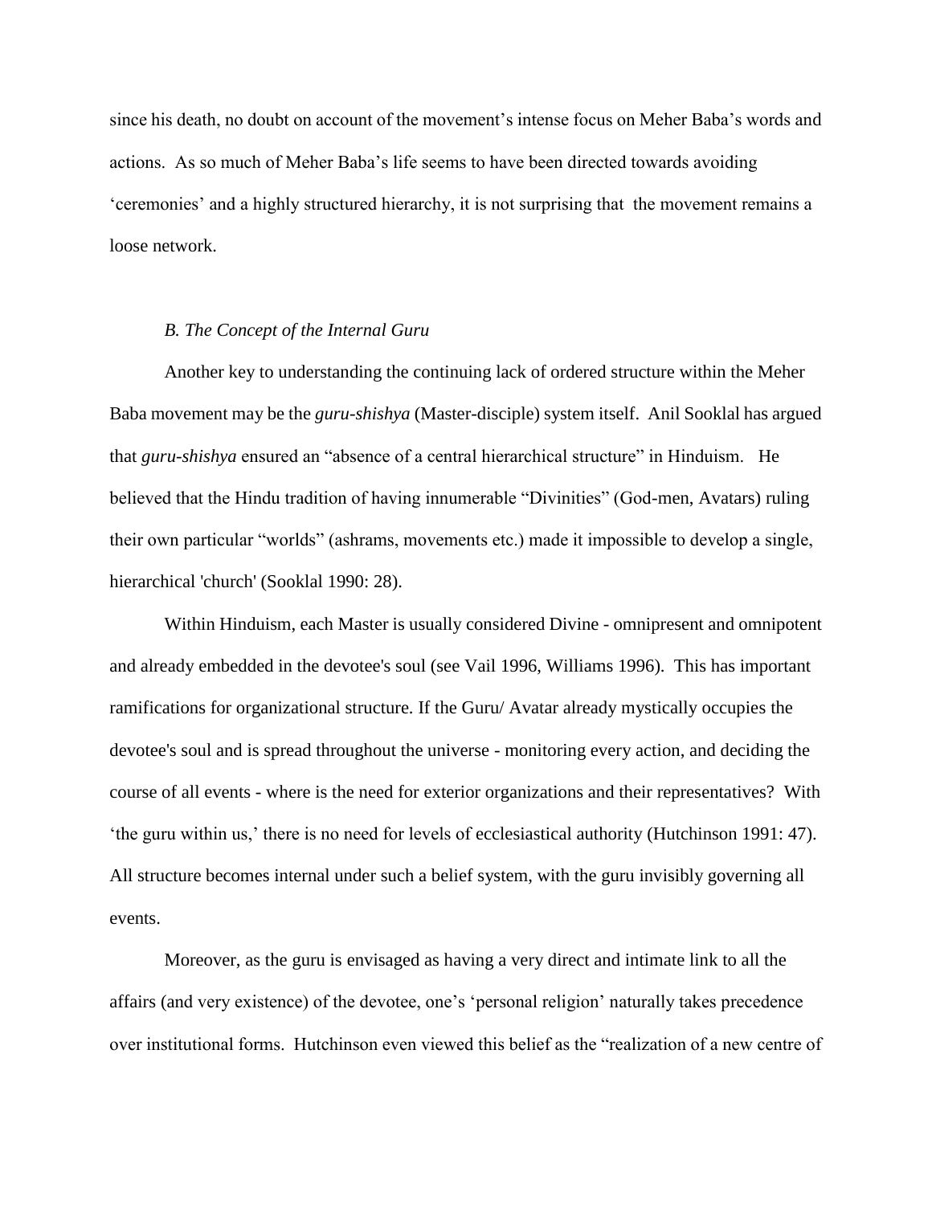since his death, no doubt on account of the movement's intense focus on Meher Baba's words and actions. As so much of Meher Baba's life seems to have been directed towards avoiding 'ceremonies' and a highly structured hierarchy, it is not surprising that the movement remains a loose network.

### *B. The Concept of the Internal Guru*

Another key to understanding the continuing lack of ordered structure within the Meher Baba movement may be the *guru-shishya* (Master-disciple) system itself. Anil Sooklal has argued that *guru-shishya* ensured an "absence of a central hierarchical structure" in Hinduism. He believed that the Hindu tradition of having innumerable "Divinities" (God-men, Avatars) ruling their own particular "worlds" (ashrams, movements etc.) made it impossible to develop a single, hierarchical 'church' (Sooklal 1990: 28).

Within Hinduism, each Master is usually considered Divine - omnipresent and omnipotent and already embedded in the devotee's soul (see Vail 1996, Williams 1996). This has important ramifications for organizational structure. If the Guru/ Avatar already mystically occupies the devotee's soul and is spread throughout the universe - monitoring every action, and deciding the course of all events - where is the need for exterior organizations and their representatives? With 'the guru within us,' there is no need for levels of ecclesiastical authority (Hutchinson 1991: 47). All structure becomes internal under such a belief system, with the guru invisibly governing all events.

Moreover, as the guru is envisaged as having a very direct and intimate link to all the affairs (and very existence) of the devotee, one's 'personal religion' naturally takes precedence over institutional forms. Hutchinson even viewed this belief as the "realization of a new centre of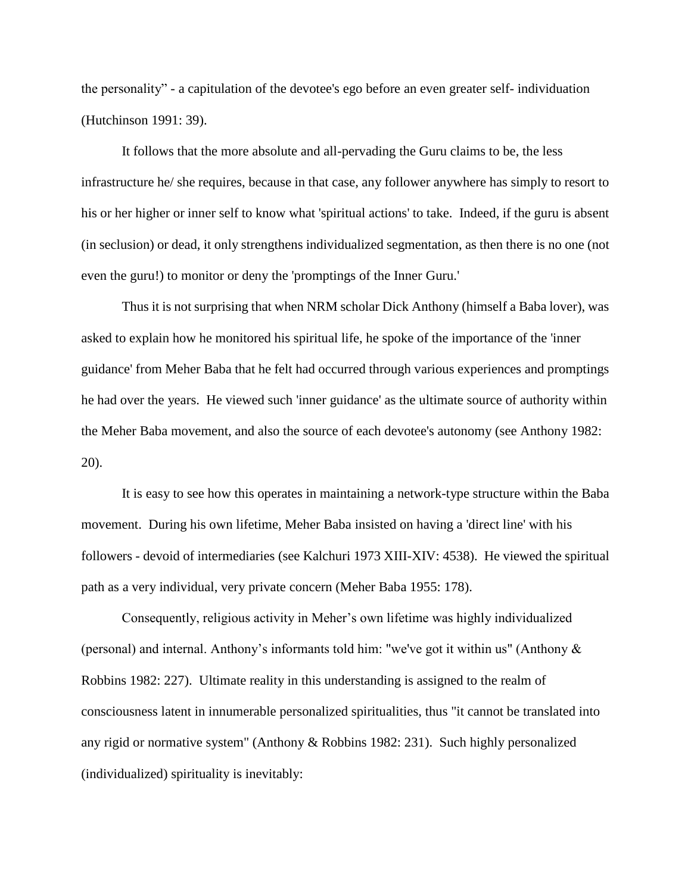the personality" - a capitulation of the devotee's ego before an even greater self- individuation (Hutchinson 1991: 39).

It follows that the more absolute and all-pervading the Guru claims to be, the less infrastructure he/ she requires, because in that case, any follower anywhere has simply to resort to his or her higher or inner self to know what 'spiritual actions' to take. Indeed, if the guru is absent (in seclusion) or dead, it only strengthens individualized segmentation, as then there is no one (not even the guru!) to monitor or deny the 'promptings of the Inner Guru.'

Thus it is not surprising that when NRM scholar Dick Anthony (himself a Baba lover), was asked to explain how he monitored his spiritual life, he spoke of the importance of the 'inner guidance' from Meher Baba that he felt had occurred through various experiences and promptings he had over the years. He viewed such 'inner guidance' as the ultimate source of authority within the Meher Baba movement, and also the source of each devotee's autonomy (see Anthony 1982: 20).

It is easy to see how this operates in maintaining a network-type structure within the Baba movement. During his own lifetime, Meher Baba insisted on having a 'direct line' with his followers - devoid of intermediaries (see Kalchuri 1973 XIII-XIV: 4538). He viewed the spiritual path as a very individual, very private concern (Meher Baba 1955: 178).

Consequently, religious activity in Meher's own lifetime was highly individualized (personal) and internal. Anthony's informants told him: "we've got it within us" (Anthony & Robbins 1982: 227). Ultimate reality in this understanding is assigned to the realm of consciousness latent in innumerable personalized spiritualities, thus "it cannot be translated into any rigid or normative system" (Anthony & Robbins 1982: 231). Such highly personalized (individualized) spirituality is inevitably: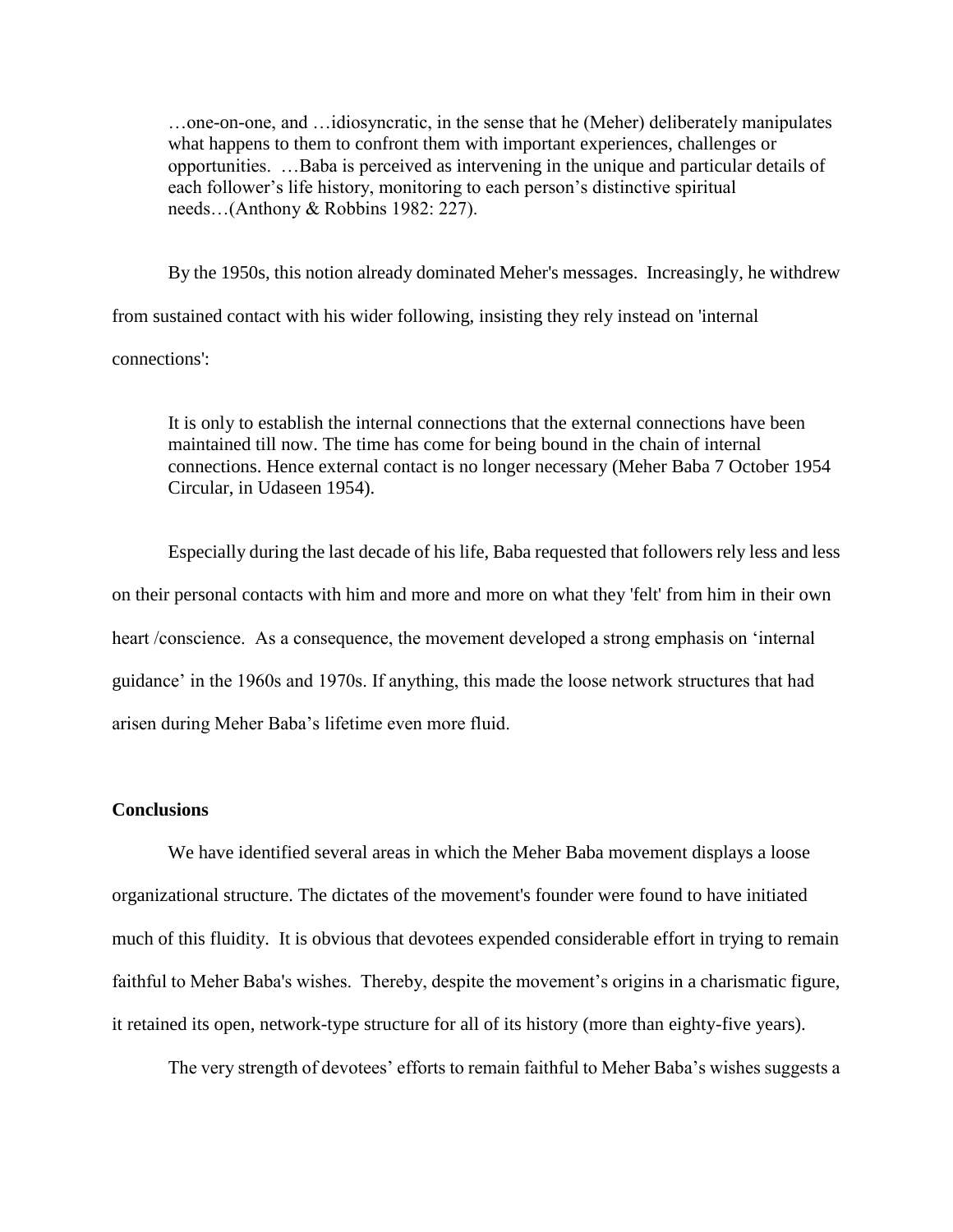> …one-on-one, and …idiosyncratic, in the sense that he (Meher) deliberately manipulates what happens to them to confront them with important experiences, challenges or opportunities. …Baba is perceived as intervening in the unique and particular details of each follower's life history, monitoring to each person's distinctive spiritual needs…(Anthony & Robbins 1982: 227).

By the 1950s, this notion already dominated Meher's messages. Increasingly, he withdrew from sustained contact with his wider following, insisting they rely instead on 'internal connections':

> It is only to establish the internal connections that the external connections have been maintained till now. The time has come for being bound in the chain of internal connections. Hence external contact is no longer necessary (Meher Baba 7 October 1954 Circular, in Udaseen 1954).

Especially during the last decade of his life, Baba requested that followers rely less and less on their personal contacts with him and more and more on what they 'felt' from him in their own heart /conscience. As a consequence, the movement developed a strong emphasis on 'internal guidance' in the 1960s and 1970s. If anything, this made the loose network structures that had arisen during Meher Baba's lifetime even more fluid.

## Conclusions

We have identified several areas in which the Meher Baba movement displays a loose organizational structure. The dictates of the movement's founder were found to have initiated much of this fluidity. It is obvious that devotees expended considerable effort in trying to remain faithful to Meher Baba's wishes. Thereby, despite the movement's origins in a charismatic figure, it retained its open, network-type structure for all of its history (more than eighty-five years).

The very strength of devotees' efforts to remain faithful to Meher Baba's wishes suggests a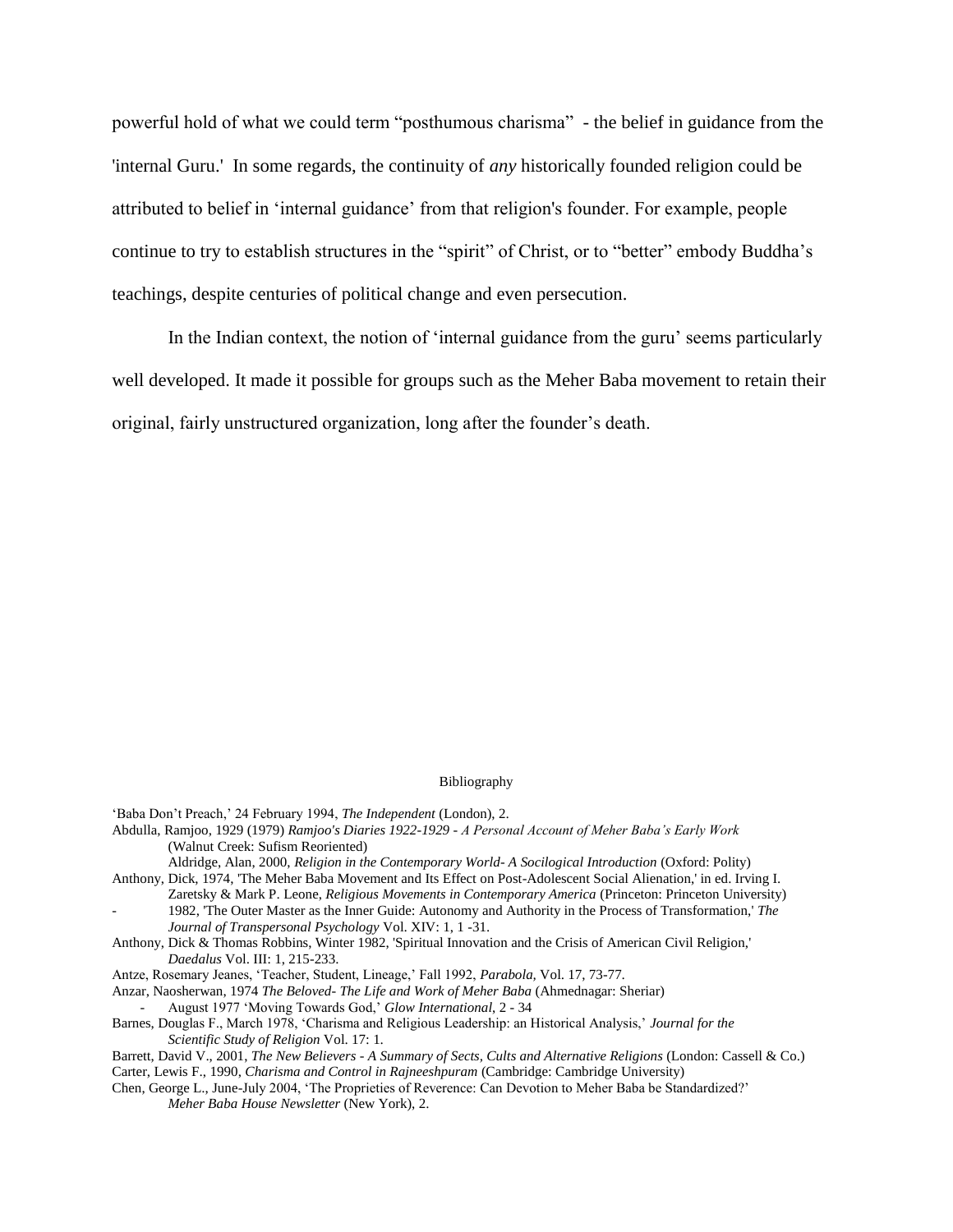powerful hold of what we could term “posthumous charisma” - the belief in guidance from the 'internal Guru.' In some regards, the continuity of *any* historically founded religion could be attributed to belief in ‘internal guidance’ from that religion's founder. For example, people continue to try to establish structures in the “spirit” of Christ, or to “better” embody Buddha’s teachings, despite centuries of political change and even persecution.

In the Indian context, the notion of ‘internal guidance from the guru’ seems particularly well developed. It made it possible for groups such as the Meher Baba movement to retain their original, fairly unstructured organization, long after the founder’s death.

## Bibliography

‘Baba Don’t Preach,’ 24 February 1994, *The Independent* (London), 2.

Abdulla, Ramjoo, 1929 (1979) *Ramjoo's Diaries 1922-1929 - A Personal Account of Meher Baba’s Early Work* (Walnut Creek: Sufism Reoriented)

Aldridge, Alan, 2000, *Religion in the Contemporary World- A Socilogical Introduction* (Oxford: Polity)

Anthony, Dick, 1974, 'The Meher Baba Movement and Its Effect on Post-Adolescent Social Alienation,' in ed. Irving I. Zaretsky & Mark P. Leone, *Religious Movements in Contemporary America* (Princeton: Princeton University)

- 1982, 'The Outer Master as the Inner Guide: Autonomy and Authority in the Process of Transformation,' *The Journal of Transpersonal Psychology* Vol. XIV: 1, 1 -31.

Anthony, Dick & Thomas Robbins, Winter 1982, 'Spiritual Innovation and the Crisis of American Civil Religion,' *Daedalus* Vol. III: 1, 215-233.

Antze, Rosemary Jeanes, ‘Teacher, Student, Lineage,’ Fall 1992, *Parabola,* Vol. 17, 73-77.

Anzar, Naosherwan, 1974 *The Beloved- The Life and Work of Meher Baba* (Ahmednagar: Sheriar)

- August 1977 ‘Moving Towards God,’ *Glow International*, 2 - 34

Barnes, Douglas F., March 1978, ‘Charisma and Religious Leadership: an Historical Analysis,’ *Journal for the Scientific Study of Religion* Vol. 17: 1.

Barrett, David V., 2001, *The New Believers - A Summary of Sects, Cults and Alternative Religions* (London: Cassell & Co.)

Carter, Lewis F., 1990, *Charisma and Control in Rajneeshpuram* (Cambridge: Cambridge University)

Chen, George L., June-July 2004, ‘The Proprieties of Reverence: Can Devotion to Meher Baba be Standardized?’ *Meher Baba House Newsletter* (New York), 2.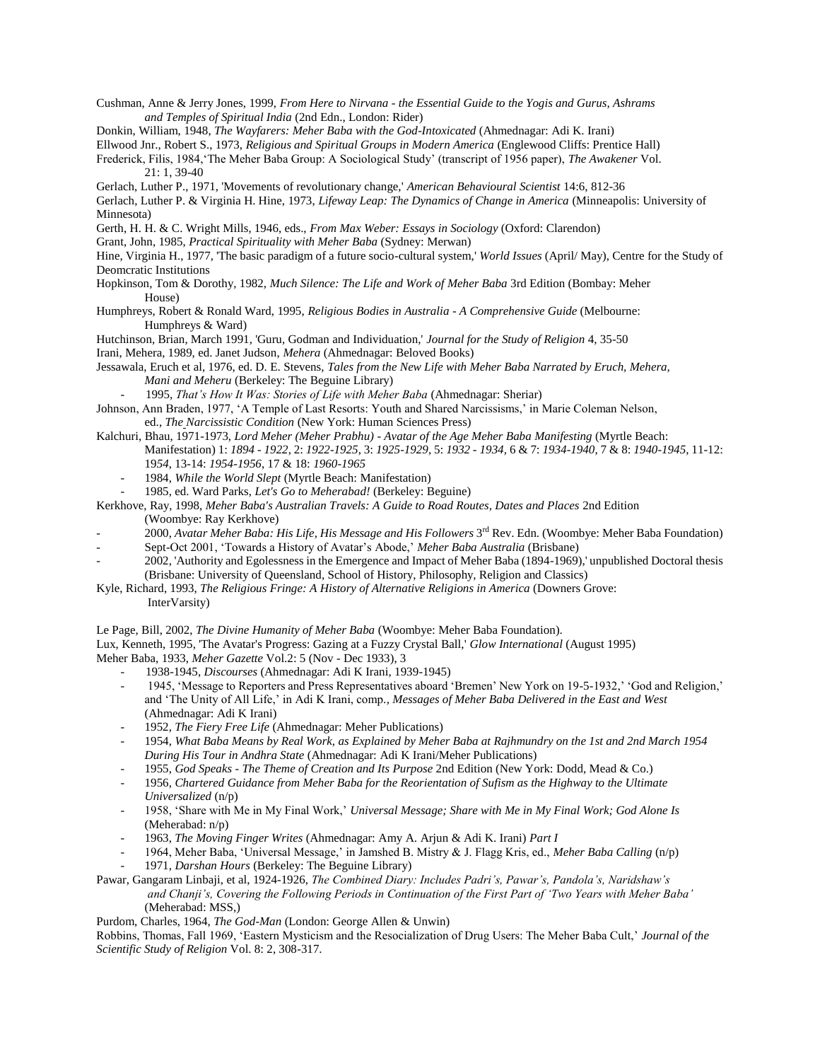Cushman, Anne & Jerry Jones, 1999, *From Here to Nirvana - the Essential Guide to the Yogis and Gurus, Ashrams and Temples of Spiritual India* (2nd Edn., London: Rider)

Donkin, William, 1948, *The Wayfarers: Meher Baba with the God-Intoxicated* (Ahmednagar: Adi K. Irani)

Ellwood Jnr., Robert S., 1973, *Religious and Spiritual Groups in Modern America* (Englewood Cliffs: Prentice Hall)

Frederick, Filis, 1984,'The Meher Baba Group: A Sociological Study' (transcript of 1956 paper), *The Awakener* Vol. 21: 1, 39-40

Gerlach, Luther P., 1971, 'Movements of revolutionary change,' *American Behavioural Scientist* 14:6, 812-36

Gerlach, Luther P. & Virginia H. Hine, 1973, *Lifeway Leap: The Dynamics of Change in America* (Minneapolis: University of Minnesota)

Gerth, H. H. & C. Wright Mills, 1946, eds., *From Max Weber: Essays in Sociology* (Oxford: Clarendon)

Grant, John, 1985, *Practical Spirituality with Meher Baba* (Sydney: Merwan)

Hine, Virginia H., 1977, 'The basic paradigm of a future socio-cultural system,' *World Issues* (April/ May), Centre for the Study of Deomcratic Institutions

Hopkinson, Tom & Dorothy, 1982, *Much Silence: The Life and Work of Meher Baba* 3rd Edition (Bombay: Meher House)

Humphreys, Robert & Ronald Ward, 1995, *Religious Bodies in Australia - A Comprehensive Guide* (Melbourne: Humphreys & Ward)

Hutchinson, Brian, March 1991, 'Guru, Godman and Individuation,' *Journal for the Study of Religion* 4, 35-50

Irani, Mehera, 1989, ed. Janet Judson, *Mehera* (Ahmednagar: Beloved Books)

Jessawala, Eruch et al, 1976, ed. D. E. Stevens, *Tales from the New Life with Meher Baba Narrated by Eruch, Mehera, Mani and Meheru* (Berkeley: The Beguine Library)

- 1995, *That's How It Was: Stories of Life with Meher Baba* (Ahmednagar: Sheriar)

Johnson, Ann Braden, 1977, 'A Temple of Last Resorts: Youth and Shared Narcissisms,' in Marie Coleman Nelson, ed., *The Narcissistic Condition* (New York: Human Sciences Press)

Kalchuri, Bhau, 1971-1973, *Lord Meher (Meher Prabhu) - Avatar of the Age Meher Baba Manifesting* (Myrtle Beach: Manifestation) 1: *1894 - 1922*, 2: *1922-1925*, 3: *1925-1929*, 5: *1932 - 1934*, 6 & 7: *1934-1940*, 7 & 8: *1940-1945*, 11-12: *1954*, 13-14: *1954-1956*, 17 & 18: *1960-1965*

- 1984, *While the World Slept* (Myrtle Beach: Manifestation)
- 1985, ed. Ward Parks, *Let's Go to Meherabad!* (Berkeley: Beguine)

Kerkhove, Ray, 1998, *Meher Baba's Australian Travels: A Guide to Road Routes, Dates and Places* 2nd Edition (Woombye: Ray Kerkhove)

- 2000, *Avatar Meher Baba: His Life, His Message and His Followers* 3rd Rev. Edn. (Woombye: Meher Baba Foundation)
- Sept-Oct 2001, 'Towards a History of Avatar's Abode,' *Meher Baba Australia* (Brisbane)
- 2002, 'Authority and Egolessness in the Emergence and Impact of Meher Baba (1894-1969),' unpublished Doctoral thesis (Brisbane: University of Queensland, School of History, Philosophy, Religion and Classics)

Kyle, Richard, 1993, *The Religious Fringe: A History of Alternative Religions in America* (Downers Grove: InterVarsity)

Le Page, Bill, 2002, *The Divine Humanity of Meher Baba* (Woombye: Meher Baba Foundation).

Lux, Kenneth, 1995, 'The Avatar's Progress: Gazing at a Fuzzy Crystal Ball,' *Glow International* (August 1995)

Meher Baba, 1933, *Meher Gazette* Vol.2: 5 (Nov - Dec 1933), 3

- 1938-1945, *Discourses* (Ahmednagar: Adi K Irani, 1939-1945)
- 1945, 'Message to Reporters and Press Representatives aboard 'Bremen' New York on 19-5-1932,' 'God and Religion,' and 'The Unity of All Life,' in Adi K Irani, comp., *Messages of Meher Baba Delivered in the East and West* (Ahmednagar: Adi K Irani)
- 1952, *The Fiery Free Life* (Ahmednagar: Meher Publications)
- 1954, *What Baba Means by Real Work, as Explained by Meher Baba at Rajhmundry on the 1st and 2nd March 1954 During His Tour in Andhra State* (Ahmednagar: Adi K Irani/Meher Publications)
- 1955, *God Speaks - The Theme of Creation and Its Purpose* 2nd Edition (New York: Dodd, Mead & Co.)
- 1956, *Chartered Guidance from Meher Baba for the Reorientation of Sufism as the Highway to the Ultimate Universalized* (n/p)
- 1958, 'Share with Me in My Final Work,' *Universal Message; Share with Me in My Final Work; God Alone Is* (Meherabad: n/p)
- 1963, *The Moving Finger Writes* (Ahmednagar: Amy A. Arjun & Adi K. Irani) *Part I*
- 1964, Meher Baba, 'Universal Message,' in Jamshed B. Mistry & J. Flagg Kris, ed., *Meher Baba Calling* (n/p)
- 1971, *Darshan Hours* (Berkeley: The Beguine Library)

Pawar, Gangaram Linbaji, et al, 1924-1926, *The Combined Diary: Includes Padri's, Pawar's, Pandola's, Naridshaw's and Chanji's, Covering the Following Periods in Continuation of the First Part of 'Two Years with Meher Baba'* (Meherabad: MSS,)

Purdom, Charles, 1964, *The God-Man* (London: George Allen & Unwin)

Robbins, Thomas, Fall 1969, 'Eastern Mysticism and the Resocialization of Drug Users: The Meher Baba Cult,' *Journal of the Scientific Study of Religion* Vol. 8: 2, 308-317.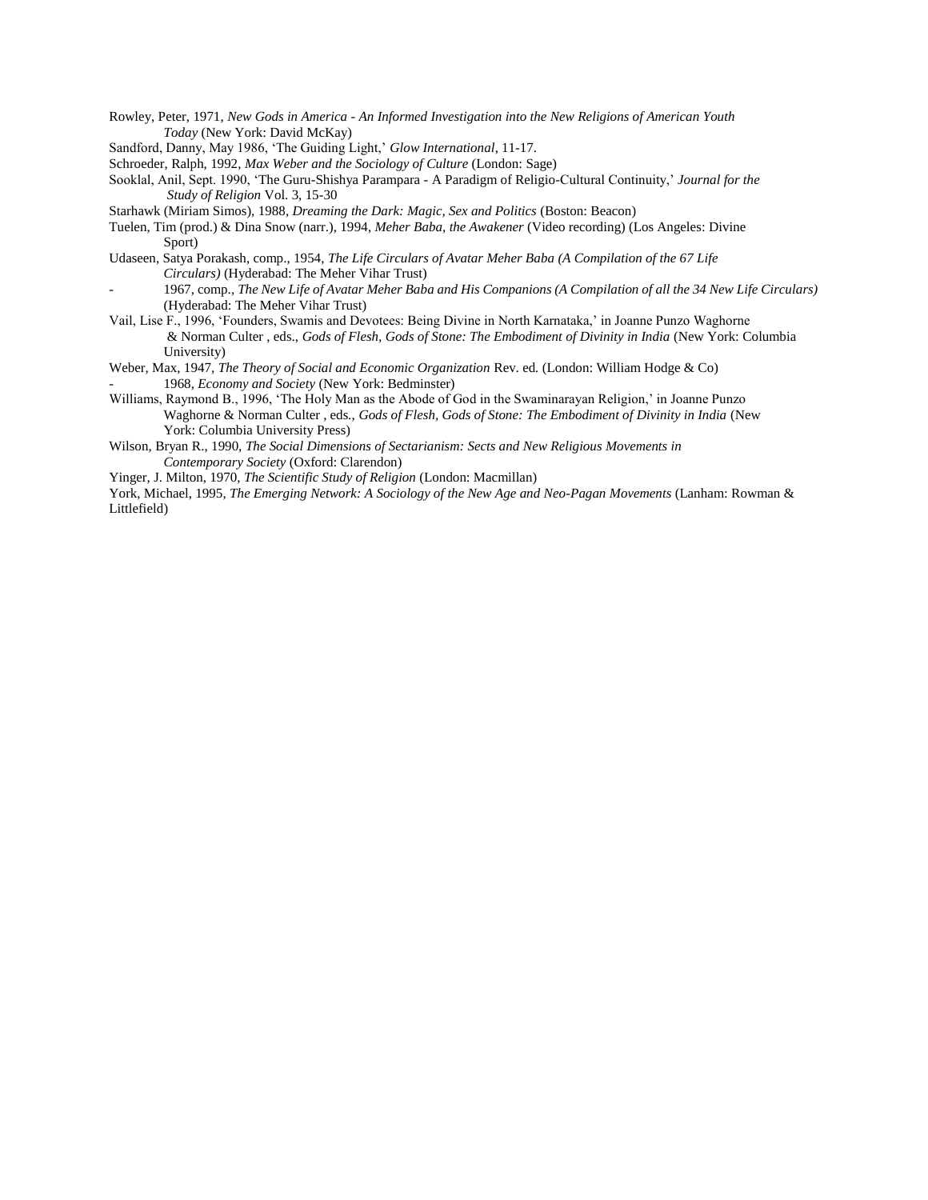Rowley, Peter, 1971, *New Gods in America - An Informed Investigation into the New Religions of American Youth Today* (New York: David McKay)

Sandford, Danny, May 1986, 'The Guiding Light,' *Glow International*, 11-17.

Schroeder, Ralph, 1992, *Max Weber and the Sociology of Culture* (London: Sage)

Sooklal, Anil, Sept. 1990, 'The Guru-Shishya Parampara - A Paradigm of Religio-Cultural Continuity,' *Journal for the Study of Religion* Vol. 3, 15-30

Starhawk (Miriam Simos), 1988, *Dreaming the Dark: Magic, Sex and Politics* (Boston: Beacon)

Tuelen, Tim (prod.) & Dina Snow (narr.), 1994, *Meher Baba, the Awakener* (Video recording) (Los Angeles: Divine Sport)

Udaseen, Satya Porakash, comp., 1954, *The Life Circulars of Avatar Meher Baba (A Compilation of the 67 Life Circulars)* (Hyderabad: The Meher Vihar Trust)

\- 1967, comp., *The New Life of Avatar Meher Baba and His Companions (A Compilation of all the 34 New Life Circulars)* (Hyderabad: The Meher Vihar Trust)

Vail, Lise F., 1996, 'Founders, Swamis and Devotees: Being Divine in North Karnataka,' in Joanne Punzo Waghorne & Norman Culter , eds., *Gods of Flesh, Gods of Stone: The Embodiment of Divinity in India* (New York: Columbia University)

Weber, Max, 1947, *The Theory of Social and Economic Organization* Rev. ed. (London: William Hodge & Co)

\- 1968, *Economy and Society* (New York: Bedminster)

Williams, Raymond B., 1996, 'The Holy Man as the Abode of God in the Swaminarayan Religion,' in Joanne Punzo Waghorne & Norman Culter , eds., *Gods of Flesh, Gods of Stone: The Embodiment of Divinity in India* (New York: Columbia University Press)

Wilson, Bryan R., 1990, *The Social Dimensions of Sectarianism: Sects and New Religious Movements in Contemporary Society* (Oxford: Clarendon)

Yinger, J. Milton, 1970, *The Scientific Study of Religion* (London: Macmillan)

York, Michael, 1995, *The Emerging Network: A Sociology of the New Age and Neo-Pagan Movements* (Lanham: Rowman & Littlefield)